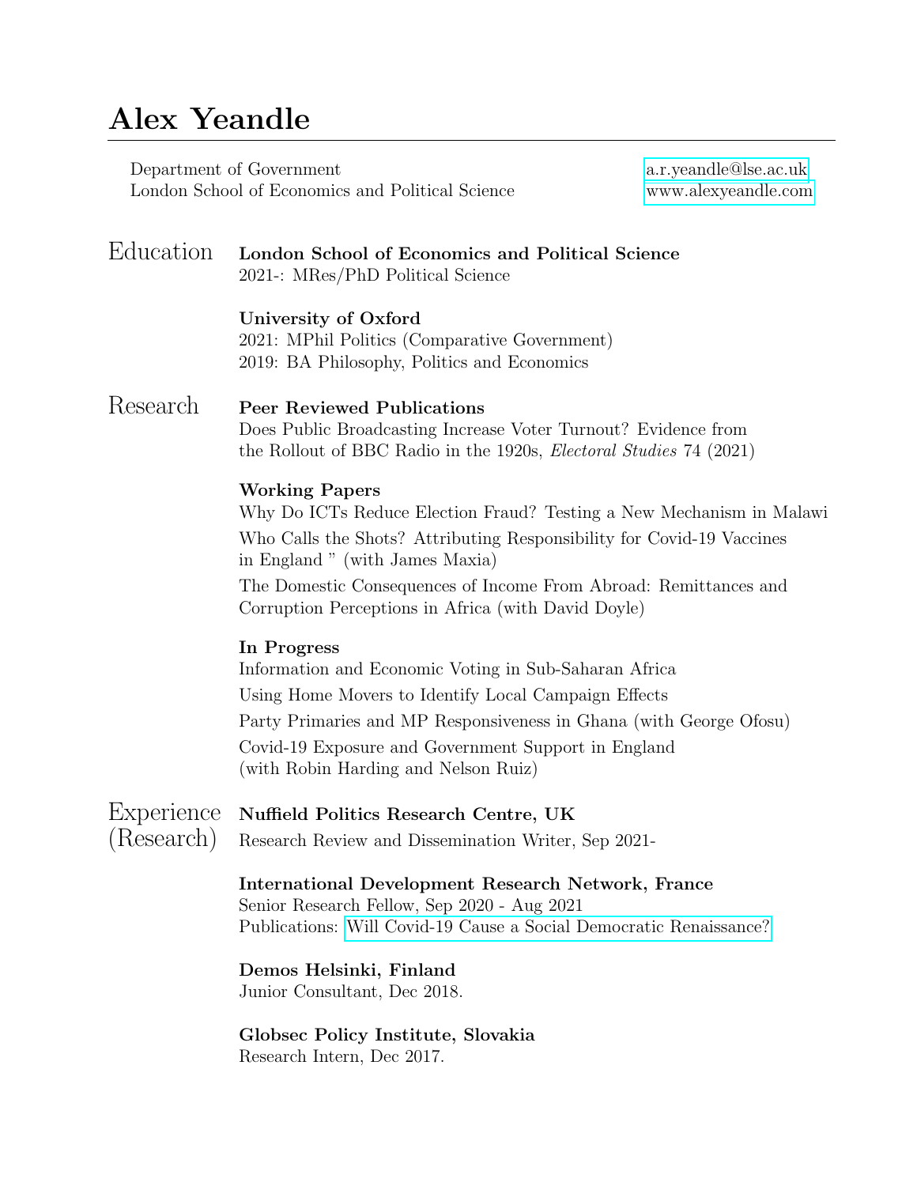# Alex Yeandle

Department of Government
London School of Economics and Political Science

a.r.yeandle@lse.ac.uk
www.alexyeandle.com

## Education

**London School of Economics and Political Science**
2021-: MRes/PhD Political Science

**University of Oxford**
2021: MPhil Politics (Comparative Government)
2019: BA Philosophy, Politics and Economics

## Research

**Peer Reviewed Publications**

Does Public Broadcasting Increase Voter Turnout? Evidence from the Rollout of BBC Radio in the 1920s, *Electoral Studies* 74 (2021)

**Working Papers**

Why Do ICTs Reduce Election Fraud? Testing a New Mechanism in Malawi

Who Calls the Shots? Attributing Responsibility for Covid-19 Vaccines in England " (with James Maxia)

The Domestic Consequences of Income From Abroad: Remittances and Corruption Perceptions in Africa (with David Doyle)

**In Progress**

Information and Economic Voting in Sub-Saharan Africa

Using Home Movers to Identify Local Campaign Effects

Party Primaries and MP Responsiveness in Ghana (with George Ofosu)

Covid-19 Exposure and Government Support in England (with Robin Harding and Nelson Ruiz)

## Experience (Research)

**Nuffield Politics Research Centre, UK**
Research Review and Dissemination Writer, Sep 2021-

**International Development Research Network, France**
Senior Research Fellow, Sep 2020 - Aug 2021
Publications: Will Covid-19 Cause a Social Democratic Renaissance?

**Demos Helsinki, Finland**
Junior Consultant, Dec 2018.

**Globsec Policy Institute, Slovakia**
Research Intern, Dec 2017.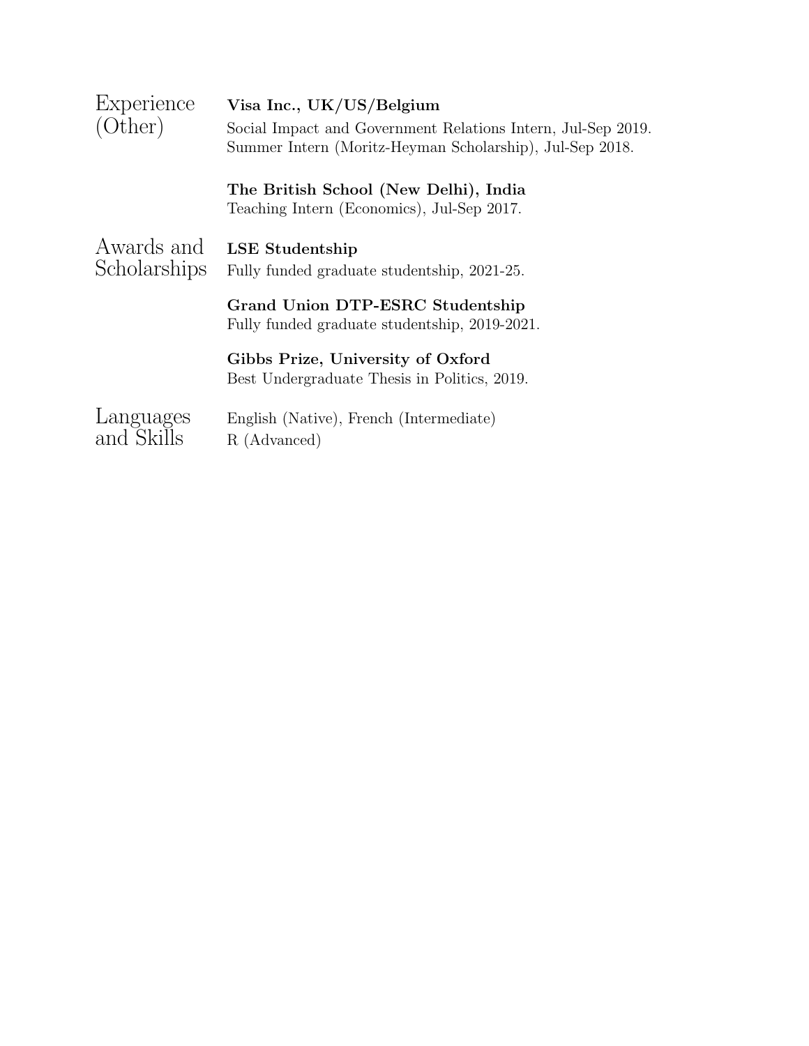## Experience (Other)

**Visa Inc., UK/US/Belgium**
Social Impact and Government Relations Intern, Jul-Sep 2019.
Summer Intern (Moritz-Heyman Scholarship), Jul-Sep 2018.

**The British School (New Delhi), India**
Teaching Intern (Economics), Jul-Sep 2017.

## Awards and Scholarships

**LSE Studentship**
Fully funded graduate studentship, 2021-25.

**Grand Union DTP-ESRC Studentship**
Fully funded graduate studentship, 2019-2021.

**Gibbs Prize, University of Oxford**
Best Undergraduate Thesis in Politics, 2019.

## Languages and Skills

English (Native), French (Intermediate)
R (Advanced)